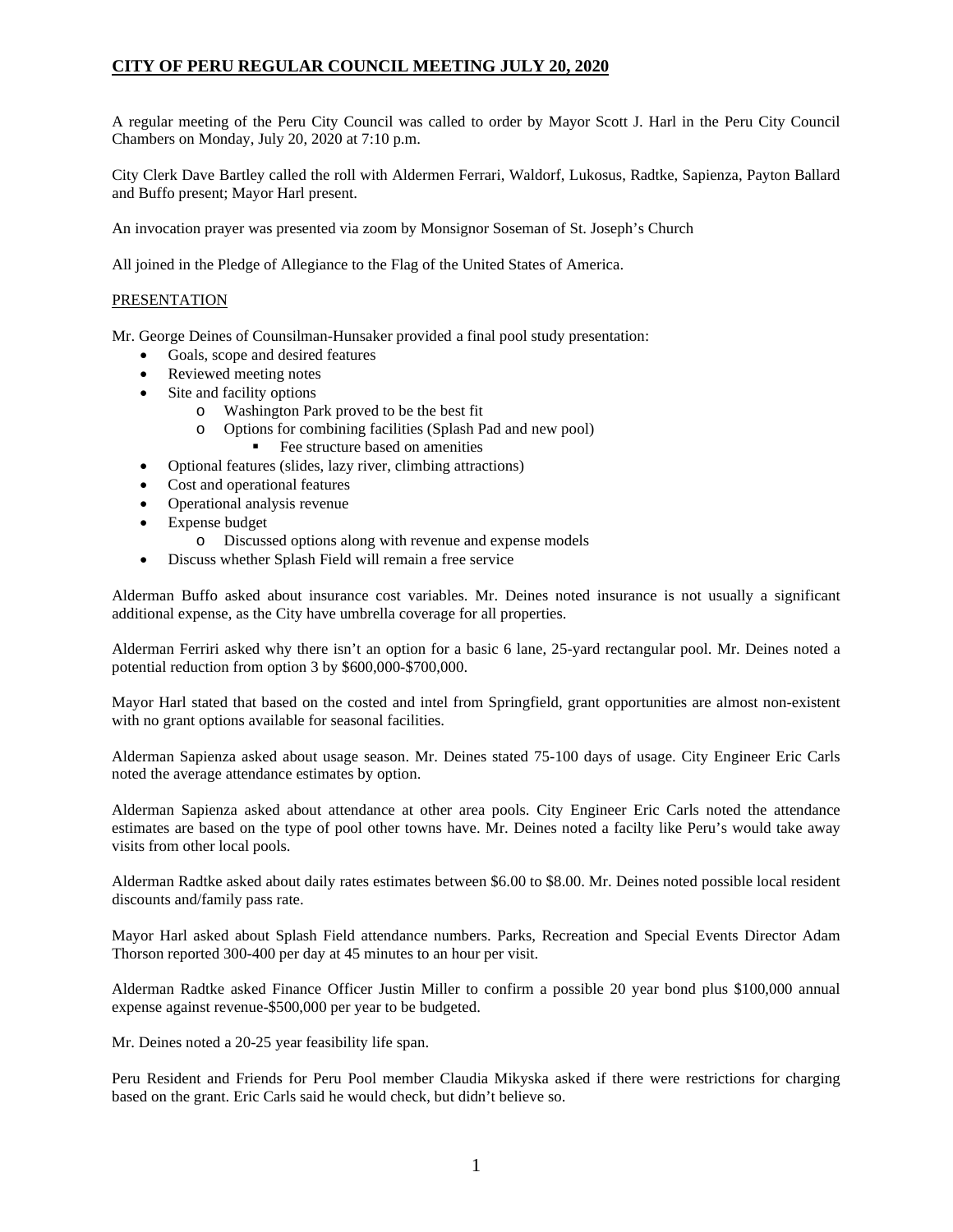# CITY OF PERU REGULAR COUNCIL MEETING JULY 20, 2020

A regular meeting of the Peru City Council was called to order by Mayor Scott J. Harl in the Peru City Council Chambers on Monday, July 20, 2020 at 7:10 p.m.

City Clerk Dave Bartley called the roll with Aldermen Ferrari, Waldorf, Lukosus, Radtke, Sapienza, Payton Ballard and Buffo present; Mayor Harl present.

An invocation prayer was presented via zoom by Monsignor Soseman of St. Joseph's Church

All joined in the Pledge of Allegiance to the Flag of the United States of America.

## PRESENTATION

Mr. George Deines of Counsilman-Hunsaker provided a final pool study presentation:

- Goals, scope and desired features
- Reviewed meeting notes
- Site and facility options
  - Washington Park proved to be the best fit
  - Options for combining facilities (Splash Pad and new pool)
    - Fee structure based on amenities
- Optional features (slides, lazy river, climbing attractions)
- Cost and operational features
- Operational analysis revenue
- Expense budget
  - Discussed options along with revenue and expense models
- Discuss whether Splash Field will remain a free service

Alderman Buffo asked about insurance cost variables. Mr. Deines noted insurance is not usually a significant additional expense, as the City have umbrella coverage for all properties.

Alderman Ferriri asked why there isn't an option for a basic 6 lane, 25-yard rectangular pool. Mr. Deines noted a potential reduction from option 3 by $600,000-$700,000.

Mayor Harl stated that based on the costed and intel from Springfield, grant opportunities are almost non-existent with no grant options available for seasonal facilities.

Alderman Sapienza asked about usage season. Mr. Deines stated 75-100 days of usage. City Engineer Eric Carls noted the average attendance estimates by option.

Alderman Sapienza asked about attendance at other area pools. City Engineer Eric Carls noted the attendance estimates are based on the type of pool other towns have. Mr. Deines noted a facilty like Peru's would take away visits from other local pools.

Alderman Radtke asked about daily rates estimates between $6.00 to $8.00. Mr. Deines noted possible local resident discounts and/family pass rate.

Mayor Harl asked about Splash Field attendance numbers. Parks, Recreation and Special Events Director Adam Thorson reported 300-400 per day at 45 minutes to an hour per visit.

Alderman Radtke asked Finance Officer Justin Miller to confirm a possible 20 year bond plus $100,000 annual expense against revenue-$500,000 per year to be budgeted.

Mr. Deines noted a 20-25 year feasibility life span.

Peru Resident and Friends for Peru Pool member Claudia Mikyska asked if there were restrictions for charging based on the grant. Eric Carls said he would check, but didn't believe so.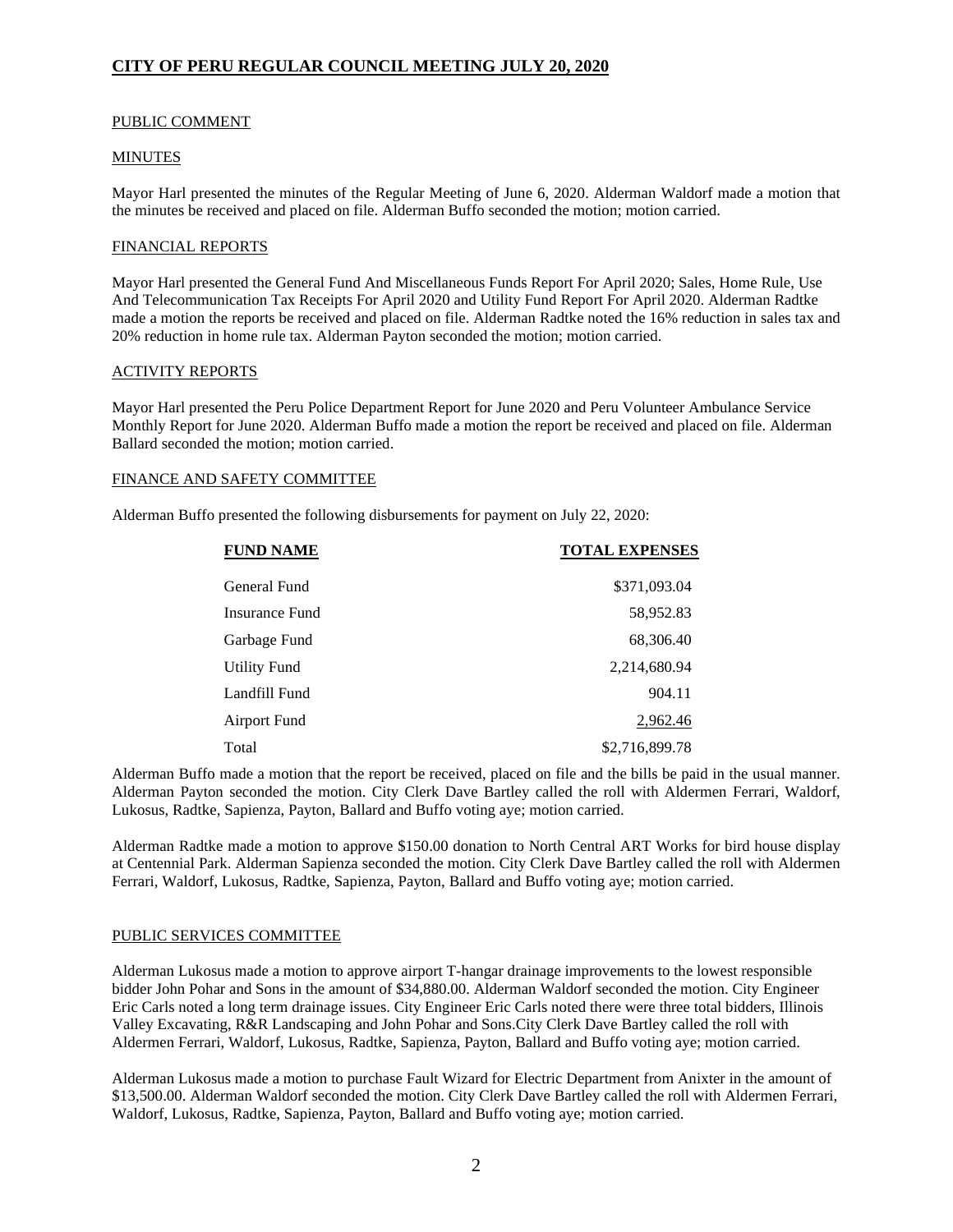# CITY OF PERU REGULAR COUNCIL MEETING JULY 20, 2020

PUBLIC COMMENT

MINUTES

Mayor Harl presented the minutes of the Regular Meeting of June 6, 2020. Alderman Waldorf made a motion that the minutes be received and placed on file. Alderman Buffo seconded the motion; motion carried.

FINANCIAL REPORTS

Mayor Harl presented the General Fund And Miscellaneous Funds Report For April 2020; Sales, Home Rule, Use And Telecommunication Tax Receipts For April 2020 and Utility Fund Report For April 2020. Alderman Radtke made a motion the reports be received and placed on file. Alderman Radtke noted the 16% reduction in sales tax and 20% reduction in home rule tax. Alderman Payton seconded the motion; motion carried.

ACTIVITY REPORTS

Mayor Harl presented the Peru Police Department Report for June 2020 and Peru Volunteer Ambulance Service Monthly Report for June 2020. Alderman Buffo made a motion the report be received and placed on file. Alderman Ballard seconded the motion; motion carried.

FINANCE AND SAFETY COMMITTEE

Alderman Buffo presented the following disbursements for payment on July 22, 2020:

| FUND NAME | TOTAL EXPENSES |
|---|---|
| General Fund | $371,093.04 |
| Insurance Fund | 58,952.83 |
| Garbage Fund | 68,306.40 |
| Utility Fund | 2,214,680.94 |
| Landfill Fund | 904.11 |
| Airport Fund | 2,962.46 |
| Total | $2,716,899.78 |

Alderman Buffo made a motion that the report be received, placed on file and the bills be paid in the usual manner. Alderman Payton seconded the motion. City Clerk Dave Bartley called the roll with Aldermen Ferrari, Waldorf, Lukosus, Radtke, Sapienza, Payton, Ballard and Buffo voting aye; motion carried.

Alderman Radtke made a motion to approve $150.00 donation to North Central ART Works for bird house display at Centennial Park. Alderman Sapienza seconded the motion. City Clerk Dave Bartley called the roll with Aldermen Ferrari, Waldorf, Lukosus, Radtke, Sapienza, Payton, Ballard and Buffo voting aye; motion carried.

PUBLIC SERVICES COMMITTEE

Alderman Lukosus made a motion to approve airport T-hangar drainage improvements to the lowest responsible bidder John Pohar and Sons in the amount of $34,880.00. Alderman Waldorf seconded the motion. City Engineer Eric Carls noted a long term drainage issues. City Engineer Eric Carls noted there were three total bidders, Illinois Valley Excavating, R&R Landscaping and John Pohar and Sons.City Clerk Dave Bartley called the roll with Aldermen Ferrari, Waldorf, Lukosus, Radtke, Sapienza, Payton, Ballard and Buffo voting aye; motion carried.

Alderman Lukosus made a motion to purchase Fault Wizard for Electric Department from Anixter in the amount of $13,500.00. Alderman Waldorf seconded the motion. City Clerk Dave Bartley called the roll with Aldermen Ferrari, Waldorf, Lukosus, Radtke, Sapienza, Payton, Ballard and Buffo voting aye; motion carried.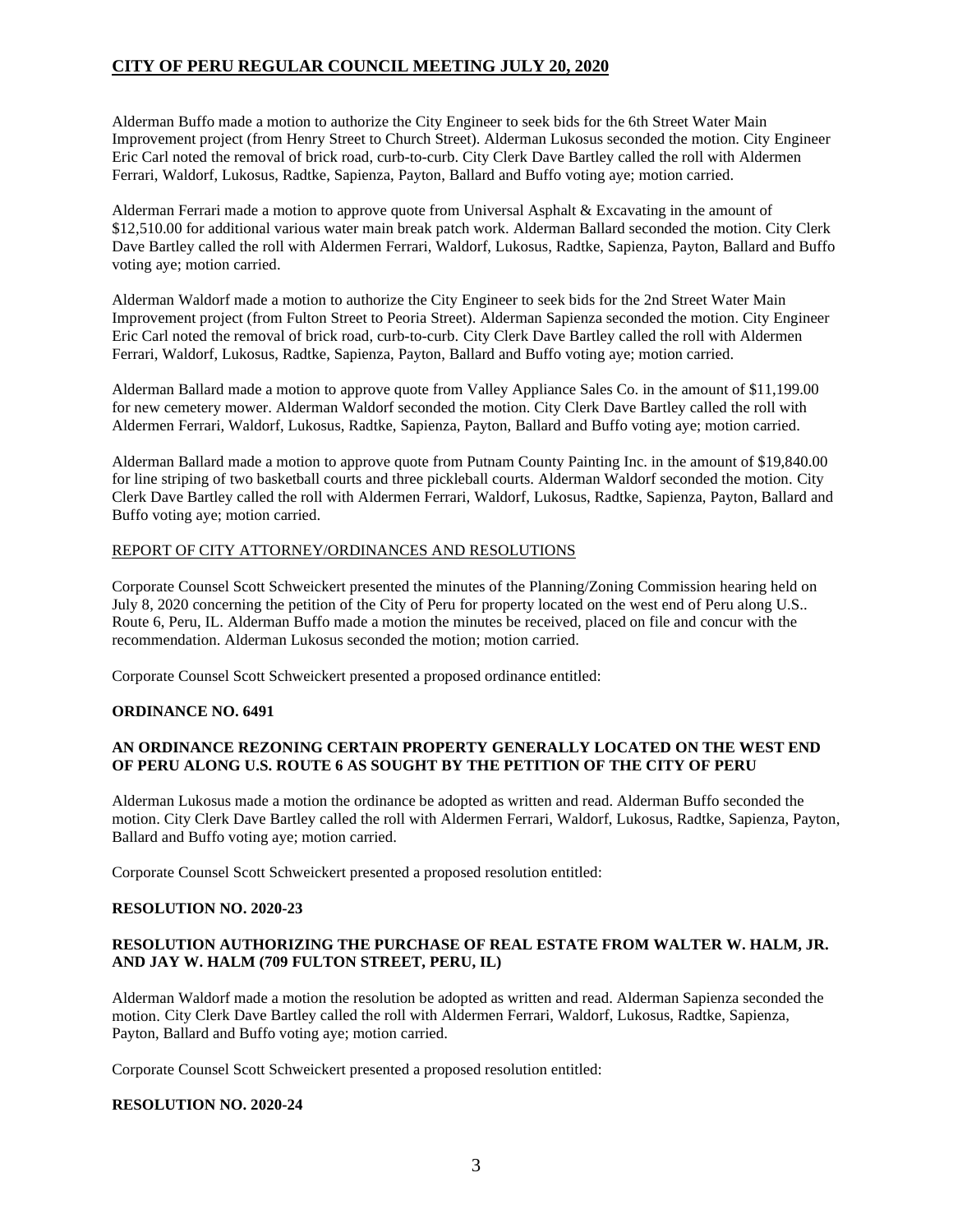Alderman Buffo made a motion to authorize the City Engineer to seek bids for the 6th Street Water Main Improvement project (from Henry Street to Church Street). Alderman Lukosus seconded the motion. City Engineer Eric Carl noted the removal of brick road, curb-to-curb. City Clerk Dave Bartley called the roll with Aldermen Ferrari, Waldorf, Lukosus, Radtke, Sapienza, Payton, Ballard and Buffo voting aye; motion carried.

Alderman Ferrari made a motion to approve quote from Universal Asphalt & Excavating in the amount of $12,510.00 for additional various water main break patch work. Alderman Ballard seconded the motion. City Clerk Dave Bartley called the roll with Aldermen Ferrari, Waldorf, Lukosus, Radtke, Sapienza, Payton, Ballard and Buffo voting aye; motion carried.

Alderman Waldorf made a motion to authorize the City Engineer to seek bids for the 2nd Street Water Main Improvement project (from Fulton Street to Peoria Street). Alderman Sapienza seconded the motion. City Engineer Eric Carl noted the removal of brick road, curb-to-curb. City Clerk Dave Bartley called the roll with Aldermen Ferrari, Waldorf, Lukosus, Radtke, Sapienza, Payton, Ballard and Buffo voting aye; motion carried.

Alderman Ballard made a motion to approve quote from Valley Appliance Sales Co. in the amount of $11,199.00 for new cemetery mower. Alderman Waldorf seconded the motion. City Clerk Dave Bartley called the roll with Aldermen Ferrari, Waldorf, Lukosus, Radtke, Sapienza, Payton, Ballard and Buffo voting aye; motion carried.

Alderman Ballard made a motion to approve quote from Putnam County Painting Inc. in the amount of $19,840.00 for line striping of two basketball courts and three pickleball courts. Alderman Waldorf seconded the motion. City Clerk Dave Bartley called the roll with Aldermen Ferrari, Waldorf, Lukosus, Radtke, Sapienza, Payton, Ballard and Buffo voting aye; motion carried.

REPORT OF CITY ATTORNEY/ORDINANCES AND RESOLUTIONS

Corporate Counsel Scott Schweickert presented the minutes of the Planning/Zoning Commission hearing held on July 8, 2020 concerning the petition of the City of Peru for property located on the west end of Peru along U.S.. Route 6, Peru, IL. Alderman Buffo made a motion the minutes be received, placed on file and concur with the recommendation. Alderman Lukosus seconded the motion; motion carried.

Corporate Counsel Scott Schweickert presented a proposed ordinance entitled:

**ORDINANCE NO. 6491**

**AN ORDINANCE REZONING CERTAIN PROPERTY GENERALLY LOCATED ON THE WEST END OF PERU ALONG U.S. ROUTE 6 AS SOUGHT BY THE PETITION OF THE CITY OF PERU**

Alderman Lukosus made a motion the ordinance be adopted as written and read. Alderman Buffo seconded the motion. City Clerk Dave Bartley called the roll with Aldermen Ferrari, Waldorf, Lukosus, Radtke, Sapienza, Payton, Ballard and Buffo voting aye; motion carried.

Corporate Counsel Scott Schweickert presented a proposed resolution entitled:

**RESOLUTION NO. 2020-23**

**RESOLUTION AUTHORIZING THE PURCHASE OF REAL ESTATE FROM WALTER W. HALM, JR. AND JAY W. HALM (709 FULTON STREET, PERU, IL)**

Alderman Waldorf made a motion the resolution be adopted as written and read. Alderman Sapienza seconded the motion. City Clerk Dave Bartley called the roll with Aldermen Ferrari, Waldorf, Lukosus, Radtke, Sapienza, Payton, Ballard and Buffo voting aye; motion carried.

Corporate Counsel Scott Schweickert presented a proposed resolution entitled:

**RESOLUTION NO. 2020-24**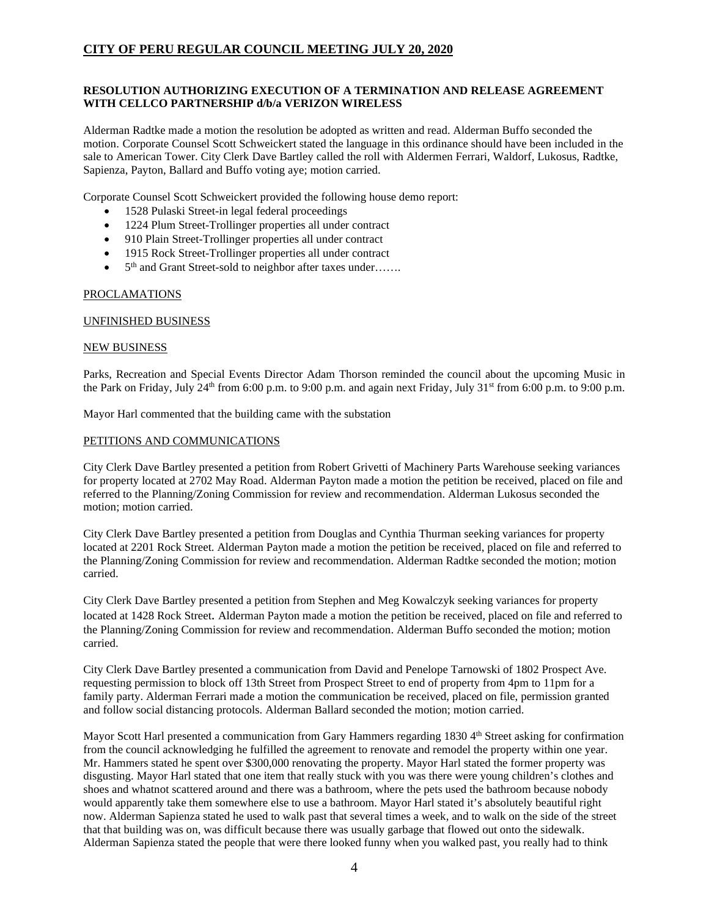**RESOLUTION AUTHORIZING EXECUTION OF A TERMINATION AND RELEASE AGREEMENT WITH CELLCO PARTNERSHIP d/b/a VERIZON WIRELESS**

Alderman Radtke made a motion the resolution be adopted as written and read. Alderman Buffo seconded the motion. Corporate Counsel Scott Schweickert stated the language in this ordinance should have been included in the sale to American Tower. City Clerk Dave Bartley called the roll with Aldermen Ferrari, Waldorf, Lukosus, Radtke, Sapienza, Payton, Ballard and Buffo voting aye; motion carried.

Corporate Counsel Scott Schweickert provided the following house demo report:

- 1528 Pulaski Street-in legal federal proceedings
- 1224 Plum Street-Trollinger properties all under contract
- 910 Plain Street-Trollinger properties all under contract
- 1915 Rock Street-Trollinger properties all under contract
- 5th and Grant Street-sold to neighbor after taxes under…….

PROCLAMATIONS

UNFINISHED BUSINESS

NEW BUSINESS

Parks, Recreation and Special Events Director Adam Thorson reminded the council about the upcoming Music in the Park on Friday, July 24th from 6:00 p.m. to 9:00 p.m. and again next Friday, July 31st from 6:00 p.m. to 9:00 p.m.

Mayor Harl commented that the building came with the substation

PETITIONS AND COMMUNICATIONS

City Clerk Dave Bartley presented a petition from Robert Grivetti of Machinery Parts Warehouse seeking variances for property located at 2702 May Road. Alderman Payton made a motion the petition be received, placed on file and referred to the Planning/Zoning Commission for review and recommendation. Alderman Lukosus seconded the motion; motion carried.

City Clerk Dave Bartley presented a petition from Douglas and Cynthia Thurman seeking variances for property located at 2201 Rock Street. Alderman Payton made a motion the petition be received, placed on file and referred to the Planning/Zoning Commission for review and recommendation. Alderman Radtke seconded the motion; motion carried.

City Clerk Dave Bartley presented a petition from Stephen and Meg Kowalczyk seeking variances for property located at 1428 Rock Street. Alderman Payton made a motion the petition be received, placed on file and referred to the Planning/Zoning Commission for review and recommendation. Alderman Buffo seconded the motion; motion carried.

City Clerk Dave Bartley presented a communication from David and Penelope Tarnowski of 1802 Prospect Ave. requesting permission to block off 13th Street from Prospect Street to end of property from 4pm to 11pm for a family party. Alderman Ferrari made a motion the communication be received, placed on file, permission granted and follow social distancing protocols. Alderman Ballard seconded the motion; motion carried.

Mayor Scott Harl presented a communication from Gary Hammers regarding 1830 4th Street asking for confirmation from the council acknowledging he fulfilled the agreement to renovate and remodel the property within one year. Mr. Hammers stated he spent over $300,000 renovating the property. Mayor Harl stated the former property was disgusting. Mayor Harl stated that one item that really stuck with you was there were young children's clothes and shoes and whatnot scattered around and there was a bathroom, where the pets used the bathroom because nobody would apparently take them somewhere else to use a bathroom. Mayor Harl stated it's absolutely beautiful right now. Alderman Sapienza stated he used to walk past that several times a week, and to walk on the side of the street that that building was on, was difficult because there was usually garbage that flowed out onto the sidewalk. Alderman Sapienza stated the people that were there looked funny when you walked past, you really had to think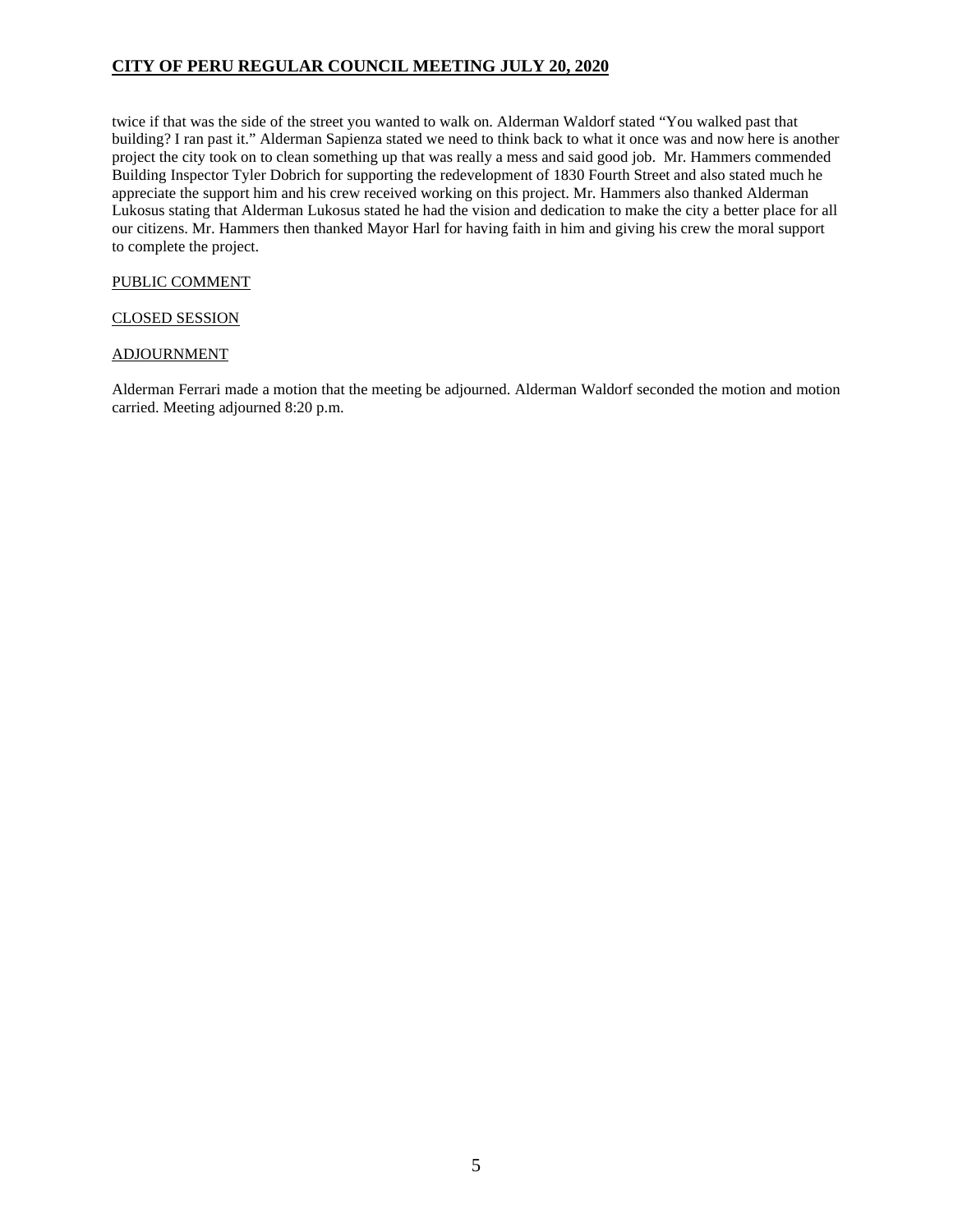twice if that was the side of the street you wanted to walk on. Alderman Waldorf stated "You walked past that building? I ran past it." Alderman Sapienza stated we need to think back to what it once was and now here is another project the city took on to clean something up that was really a mess and said good job. Mr. Hammers commended Building Inspector Tyler Dobrich for supporting the redevelopment of 1830 Fourth Street and also stated much he appreciate the support him and his crew received working on this project. Mr. Hammers also thanked Alderman Lukosus stating that Alderman Lukosus stated he had the vision and dedication to make the city a better place for all our citizens. Mr. Hammers then thanked Mayor Harl for having faith in him and giving his crew the moral support to complete the project.

PUBLIC COMMENT

CLOSED SESSION

ADJOURNMENT

Alderman Ferrari made a motion that the meeting be adjourned. Alderman Waldorf seconded the motion and motion carried. Meeting adjourned 8:20 p.m.